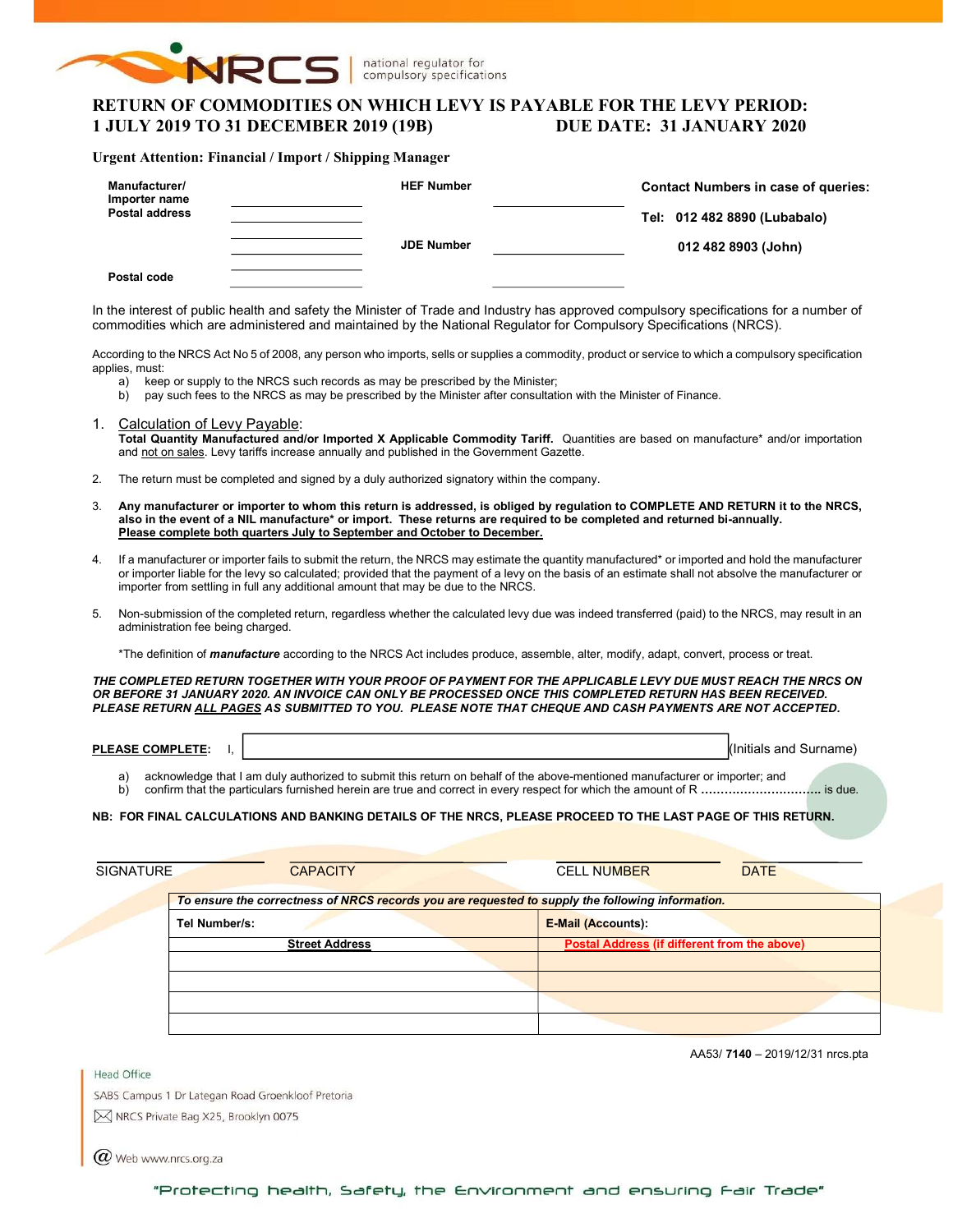NRCS | national regulator for compulsory specifications

# RETURN OF COMMODITIES ON WHICH LEVY IS PAYABLE FOR THE LEVY PERIOD: 1 JULY 2019 TO 31 DECEMBER 2019 (19B) DUE DATE: 31 JANUARY 2020

**Urgent Attention: Financial / Import / Shipping Manager**

| | | | | |
|---|---|---|---|---|
| **Manufacturer/ Importer name** | | **HEF Number** | | **Contact Numbers in case of queries:** |
| **Postal address** | | | | **Tel: 012 482 8890 (Lubabalo)** |
| | | **JDE Number** | | **012 482 8903 (John)** |
| **Postal code** | | | | |

In the interest of public health and safety the Minister of Trade and Industry has approved compulsory specifications for a number of commodities which are administered and maintained by the National Regulator for Compulsory Specifications (NRCS).

According to the NRCS Act No 5 of 2008, any person who imports, sells or supplies a commodity, product or service to which a compulsory specification applies, must:

a) keep or supply to the NRCS such records as may be prescribed by the Minister;
b) pay such fees to the NRCS as may be prescribed by the Minister after consultation with the Minister of Finance.

1. Calculation of Levy Payable:
   **Total Quantity Manufactured and/or Imported X Applicable Commodity Tariff.** Quantities are based on manufacture* and/or importation and not on sales. Levy tariffs increase annually and published in the Government Gazette.

2. The return must be completed and signed by a duly authorized signatory within the company.

3. **Any manufacturer or importer to whom this return is addressed, is obliged by regulation to COMPLETE AND RETURN it to the NRCS, also in the event of a NIL manufacture* or import. These returns are required to be completed and returned bi-annually. Please complete both quarters July to September and October to December.**

4. If a manufacturer or importer fails to submit the return, the NRCS may estimate the quantity manufactured* or imported and hold the manufacturer or importer liable for the levy so calculated; provided that the payment of a levy on the basis of an estimate shall not absolve the manufacturer or importer from settling in full any additional amount that may be due to the NRCS.

5. Non-submission of the completed return, regardless whether the calculated levy due was indeed transferred (paid) to the NRCS, may result in an administration fee being charged.

*The definition of ***manufacture*** according to the NRCS Act includes produce, assemble, alter, modify, adapt, convert, process or treat.

***THE COMPLETED RETURN TOGETHER WITH YOUR PROOF OF PAYMENT FOR THE APPLICABLE LEVY DUE MUST REACH THE NRCS ON OR BEFORE 31 JANUARY 2020. AN INVOICE CAN ONLY BE PROCESSED ONCE THIS COMPLETED RETURN HAS BEEN RECEIVED. PLEASE RETURN ALL PAGES AS SUBMITTED TO YOU. PLEASE NOTE THAT CHEQUE AND CASH PAYMENTS ARE NOT ACCEPTED.***

**PLEASE COMPLETE:** I, ______________________________ (Initials and Surname)

a) acknowledge that I am duly authorized to submit this return on behalf of the above-mentioned manufacturer or importer; and
b) confirm that the particulars furnished herein are true and correct in every respect for which the amount of R .............................. is due.

**NB: FOR FINAL CALCULATIONS AND BANKING DETAILS OF THE NRCS, PLEASE PROCEED TO THE LAST PAGE OF THIS RETURN.**

| SIGNATURE | CAPACITY | CELL NUMBER | DATE |
|---|---|---|---|

| ***To ensure the correctness of NRCS records you are requested to supply the following information.*** | |
|---|---|
| **Tel Number/s:** | **E-Mail (Accounts):** |
| **Street Address** | **Postal Address (if different from the above)** |
| | |
| | |
| | |
| | |

AA53/ **7140** – 2019/12/31 nrcs.pta

Head Office
SABS Campus 1 Dr Lategan Road Groenkloof Pretoria
NRCS Private Bag X25, Brooklyn 0075
Web www.nrcs.org.za

"Protecting health, Safety, the Environment and ensuring Fair Trade"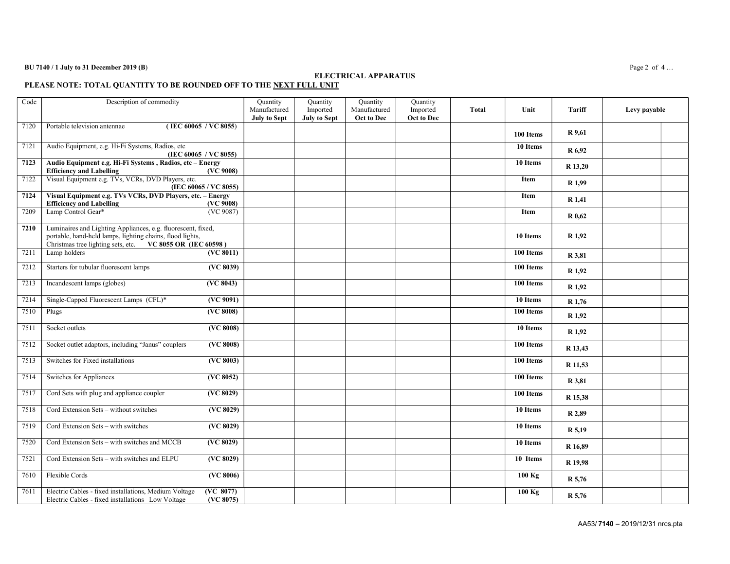BU 7140 / 1 July to 31 December 2019 (B)

## ELECTRICAL APPARATUS

**PLEASE NOTE: TOTAL QUANTITY TO BE ROUNDED OFF TO THE NEXT FULL UNIT**

| Code | Description of commodity | Quantity Manufactured **July to Sept** | Quantity Imported **July to Sept** | Quantity Manufactured **Oct to Dec** | Quantity Imported **Oct to Dec** | **Total** | **Unit** | **Tariff** | **Levy payable** | |
|---|---|---|---|---|---|---|---|---|---|---|
| 7120 | Portable television antennae **( IEC 60065 / VC 8055)** | | | | | | **100 Items** | **R 9,61** | | |
| 7121 | Audio Equipment, e.g. Hi-Fi Systems, Radios, etc **(IEC 60065 / VC 8055)** | | | | | | **10 Items** | **R 6,92** | | |
| **7123** | **Audio Equipment e.g. Hi-Fi Systems , Radios, etc – Energy Efficiency and Labelling (VC 9008)** | | | | | | **10 Items** | **R 13,20** | | |
| 7122 | Visual Equipment e.g. TVs, VCRs, DVD Players, etc. **(IEC 60065 / VC 8055)** | | | | | | **Item** | **R 1,99** | | |
| **7124** | **Visual Equipment e.g. TVs VCRs, DVD Players, etc. – Energy Efficiency and Labelling (VC 9008)** | | | | | | **Item** | **R 1,41** | | |
| 7209 | Lamp Control Gear* (VC 9087) | | | | | | **Item** | **R 0,62** | | |
| **7210** | Luminaires and Lighting Appliances, e.g. fluorescent, fixed, portable, hand-held lamps, lighting chains, flood lights, Christmas tree lighting sets, etc. **VC 8055 OR (IEC 60598 )** | | | | | | **10 Items** | **R 1,92** | | |
| 7211 | Lamp holders **(VC 8011)** | | | | | | **100 Items** | **R 3,81** | | |
| 7212 | Starters for tubular fluorescent lamps **(VC 8039)** | | | | | | **100 Items** | **R 1,92** | | |
| 7213 | Incandescent lamps (globes) **(VC 8043)** | | | | | | **100 Items** | **R 1,92** | | |
| 7214 | Single-Capped Fluorescent Lamps (CFL)* **(VC 9091)** | | | | | | **10 Items** | **R 1,76** | | |
| 7510 | Plugs **(VC 8008)** | | | | | | **100 Items** | **R 1,92** | | |
| 7511 | Socket outlets **(VC 8008)** | | | | | | **10 Items** | **R 1,92** | | |
| 7512 | Socket outlet adaptors, including "Janus" couplers **(VC 8008)** | | | | | | **100 Items** | **R 13,43** | | |
| 7513 | Switches for Fixed installations **(VC 8003)** | | | | | | **100 Items** | **R 11,53** | | |
| 7514 | Switches for Appliances **(VC 8052)** | | | | | | **100 Items** | **R 3,81** | | |
| 7517 | Cord Sets with plug and appliance coupler **(VC 8029)** | | | | | | **100 Items** | **R 15,38** | | |
| 7518 | Cord Extension Sets – without switches **(VC 8029)** | | | | | | **10 Items** | **R 2,89** | | |
| 7519 | Cord Extension Sets – with switches **(VC 8029)** | | | | | | **10 Items** | **R 5,19** | | |
| 7520 | Cord Extension Sets – with switches and MCCB **(VC 8029)** | | | | | | **10 Items** | **R 16,89** | | |
| 7521 | Cord Extension Sets – with switches and ELPU **(VC 8029)** | | | | | | **10 Items** | **R 19,98** | | |
| 7610 | Flexible Cords **(VC 8006)** | | | | | | **100 Kg** | **R 5,76** | | |
| 7611 | Electric Cables - fixed installations, Medium Voltage **(VC 8077)** Electric Cables - fixed installations Low Voltage **(VC 8075)** | | | | | | **100 Kg** | **R 5,76** | | |

AA53/ **7140** – 2019/12/31 nrcs.pta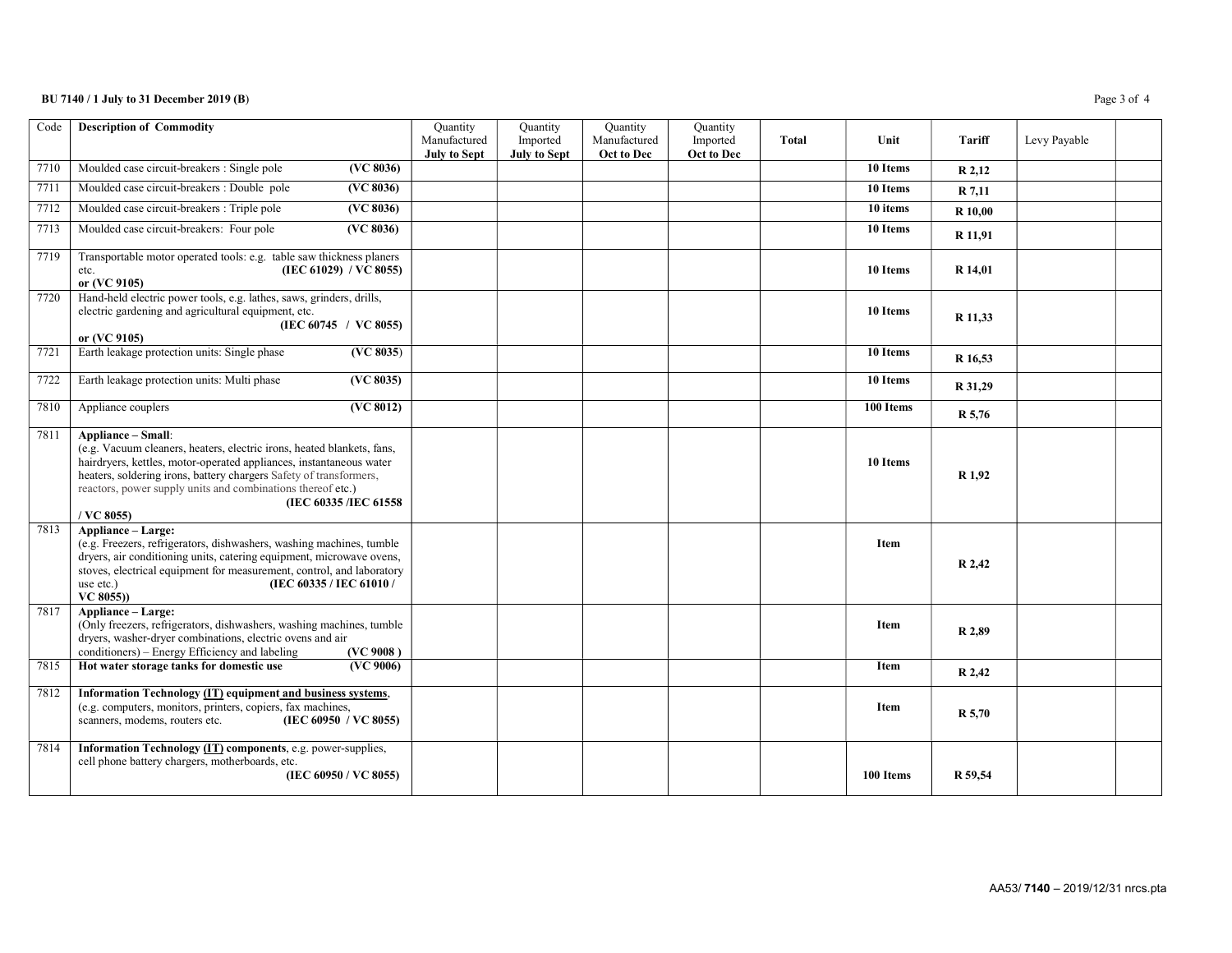| Code | Description of Commodity | Quantity Manufactured **July to Sept** | Quantity Imported **July to Sept** | Quantity Manufactured **Oct to Dec** | Quantity Imported **Oct to Dec** | **Total** | **Unit** | **Tariff** | Levy Payable | |
|---|---|---|---|---|---|---|---|---|---|---|
| 7710 | Moulded case circuit-breakers : Single pole **(VC 8036)** | | | | | | **10 Items** | **R 2,12** | | |
| 7711 | Moulded case circuit-breakers : Double pole **(VC 8036)** | | | | | | **10 Items** | **R 7,11** | | |
| 7712 | Moulded case circuit-breakers : Triple pole **(VC 8036)** | | | | | | **10 items** | **R 10,00** | | |
| 7713 | Moulded case circuit-breakers: Four pole **(VC 8036)** | | | | | | **10 Items** | **R 11,91** | | |
| 7719 | Transportable motor operated tools: e.g. table saw thickness planers etc. **(IEC 61029) / VC 8055) or (VC 9105)** | | | | | | **10 Items** | **R 14,01** | | |
| 7720 | Hand-held electric power tools, e.g. lathes, saws, grinders, drills, electric gardening and agricultural equipment, etc. **(IEC 60745 / VC 8055) or (VC 9105)** | | | | | | **10 Items** | **R 11,33** | | |
| 7721 | Earth leakage protection units: Single phase **(VC 8035)** | | | | | | **10 Items** | **R 16,53** | | |
| 7722 | Earth leakage protection units: Multi phase **(VC 8035)** | | | | | | **10 Items** | **R 31,29** | | |
| 7810 | Appliance couplers **(VC 8012)** | | | | | | **100 Items** | **R 5,76** | | |
| 7811 | **Appliance – Small**: (e.g. Vacuum cleaners, heaters, electric irons, heated blankets, fans, hairdryers, kettles, motor-operated appliances, instantaneous water heaters, soldering irons, battery chargers Safety of transformers, reactors, power supply units and combinations thereof etc.) **(IEC 60335 /IEC 61558 / VC 8055)** | | | | | | **10 Items** | **R 1,92** | | |
| 7813 | **Appliance – Large:** (e.g. Freezers, refrigerators, dishwashers, washing machines, tumble dryers, air conditioning units, catering equipment, microwave ovens, stoves, electrical equipment for measurement, control, and laboratory use etc.) **(IEC 60335 / IEC 61010 / VC 8055))** | | | | | | **Item** | **R 2,42** | | |
| 7817 | **Appliance – Large:** (Only freezers, refrigerators, dishwashers, washing machines, tumble dryers, washer-dryer combinations, electric ovens and air conditioners) – Energy Efficiency and labeling **(VC 9008 )** | | | | | | **Item** | **R 2,89** | | |
| 7815 | **Hot water storage tanks for domestic use (VC 9006)** | | | | | | **Item** | **R 2,42** | | |
| 7812 | **Information Technology (IT) equipment and business systems**, (e.g. computers, monitors, printers, copiers, fax machines, scanners, modems, routers etc. **(IEC 60950 / VC 8055)** | | | | | | **Item** | **R 5,70** | | |
| 7814 | **Information Technology (IT) components**, e.g. power-supplies, cell phone battery chargers, motherboards, etc. **(IEC 60950 / VC 8055)** | | | | | | **100 Items** | **R 59,54** | | |

AA53/ **7140** – 2019/12/31 nrcs.pta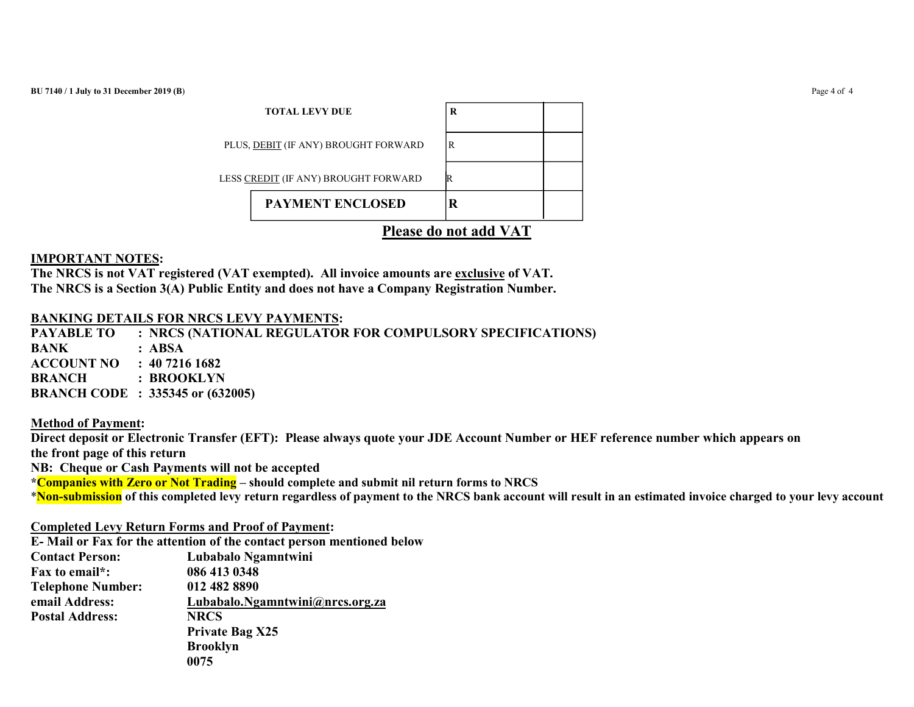| | | |
|---|---|---|
| **TOTAL LEVY DUE** | **R** | |
| PLUS, DEBIT (IF ANY) BROUGHT FORWARD | R | |
| LESS CREDIT (IF ANY) BROUGHT FORWARD | R | |
| **PAYMENT ENCLOSED** | **R** | |

**Please do not add VAT**

**IMPORTANT NOTES:**

**The NRCS is not VAT registered (VAT exempted). All invoice amounts are exclusive of VAT.**
**The NRCS is a Section 3(A) Public Entity and does not have a Company Registration Number.**

**BANKING DETAILS FOR NRCS LEVY PAYMENTS:**

**PAYABLE TO : NRCS (NATIONAL REGULATOR FOR COMPULSORY SPECIFICATIONS)**
**BANK : ABSA**
**ACCOUNT NO : 40 7216 1682**
**BRANCH : BROOKLYN**
**BRANCH CODE : 335345 or (632005)**

**Method of Payment:**

**Direct deposit or Electronic Transfer (EFT): Please always quote your JDE Account Number or HEF reference number which appears on the front page of this return**

**NB: Cheque or Cash Payments will not be accepted**

***Companies with Zero or Not Trading – should complete and submit nil return forms to NRCS**

***Non-submission of this completed levy return regardless of payment to the NRCS bank account will result in an estimated invoice charged to your levy account**

**Completed Levy Return Forms and Proof of Payment:**

**E- Mail or Fax for the attention of the contact person mentioned below**

**Contact Person:** **Lubabalo Ngamntwini**
**Fax to email*:** **086 413 0348**
**Telephone Number:** **012 482 8890**
**email Address:** **Lubabalo.Ngamntwini@nrcs.org.za**
**Postal Address:** **NRCS**
**Private Bag X25**
**Brooklyn**
**0075**